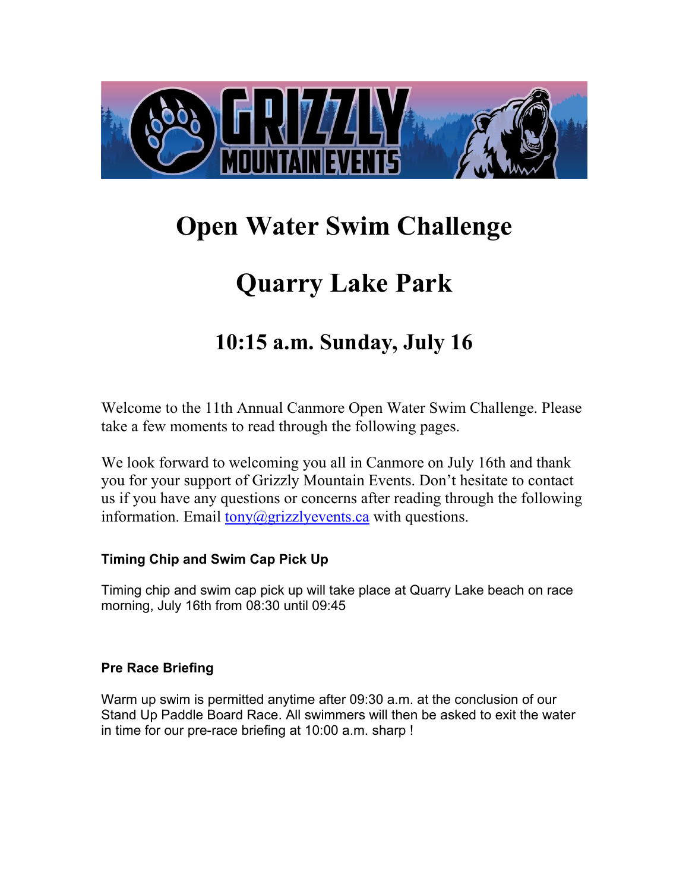# Open Water Swim Challenge

# Quarry Lake Park

## 10:15 a.m. Sunday, July 16

Welcome to the 11th Annual Canmore Open Water Swim Challenge. Please take a few moments to read through the following pages.

We look forward to welcoming you all in Canmore on July 16th and thank you for your support of Grizzly Mountain Events. Don't hesitate to contact us if you have any questions or concerns after reading through the following information. Email [tony@grizzlyevents.ca](mailto:tony@grizzlyevents.ca) with questions.

### Timing Chip and Swim Cap Pick Up

Timing chip and swim cap pick up will take place at Quarry Lake beach on race morning, July 16th from 08:30 until 09:45

### Pre Race Briefing

Warm up swim is permitted anytime after 09:30 a.m. at the conclusion of our Stand Up Paddle Board Race. All swimmers will then be asked to exit the water in time for our pre-race briefing at 10:00 a.m. sharp !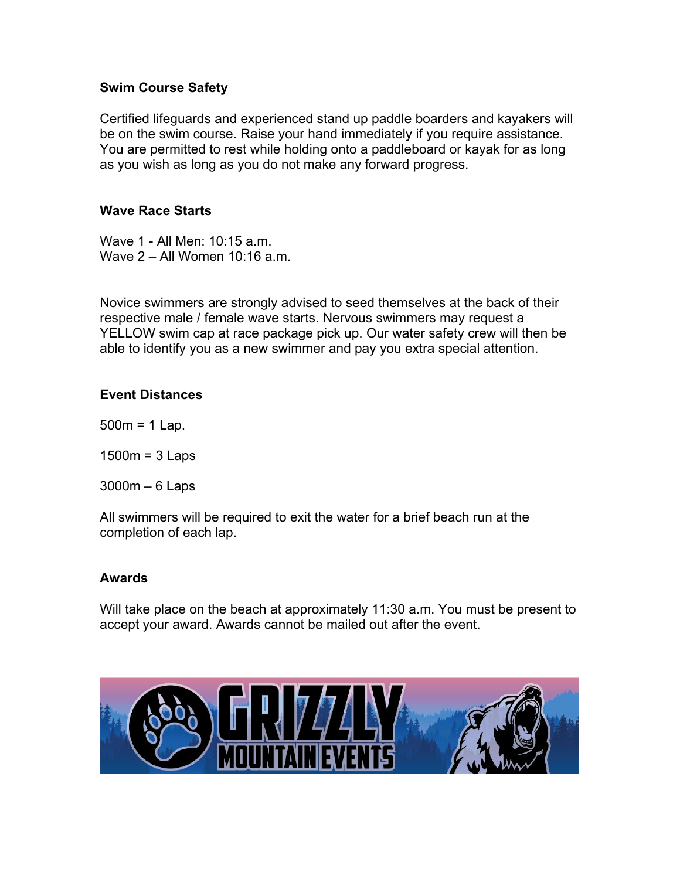**Swim Course Safety**

Certified lifeguards and experienced stand up paddle boarders and kayakers will be on the swim course. Raise your hand immediately if you require assistance. You are permitted to rest while holding onto a paddleboard or kayak for as long as you wish as long as you do not make any forward progress.

**Wave Race Starts**

Wave 1 - All Men: 10:15 a.m.
Wave 2 – All Women 10:16 a.m.

Novice swimmers are strongly advised to seed themselves at the back of their respective male / female wave starts. Nervous swimmers may request a YELLOW swim cap at race package pick up. Our water safety crew will then be able to identify you as a new swimmer and pay you extra special attention.

**Event Distances**

500m = 1 Lap.

1500m = 3 Laps

3000m – 6 Laps

All swimmers will be required to exit the water for a brief beach run at the completion of each lap.

**Awards**

Will take place on the beach at approximately 11:30 a.m. You must be present to accept your award. Awards cannot be mailed out after the event.

GRIZZLY MOUNTAIN EVENTS